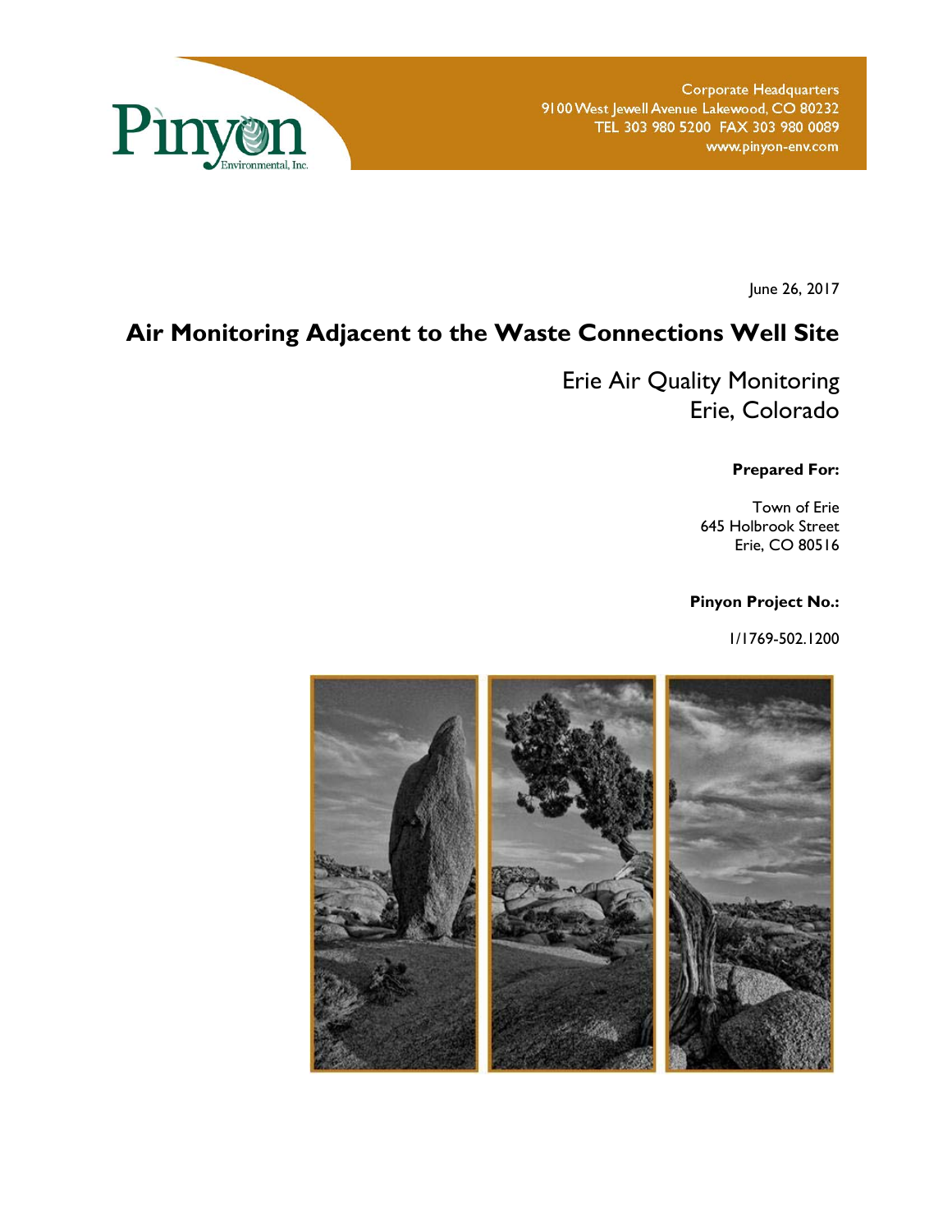Pinyon Environmental, Inc.

Corporate Headquarters
9100 West Jewell Avenue Lakewood, CO 80232
TEL 303 980 5200 FAX 303 980 0089
www.pinyon-env.com

June 26, 2017

# Air Monitoring Adjacent to the Waste Connections Well Site

Erie Air Quality Monitoring
Erie, Colorado

**Prepared For:**

Town of Erie
645 Holbrook Street
Erie, CO 80516

**Pinyon Project No.:**

1/1769-502.1200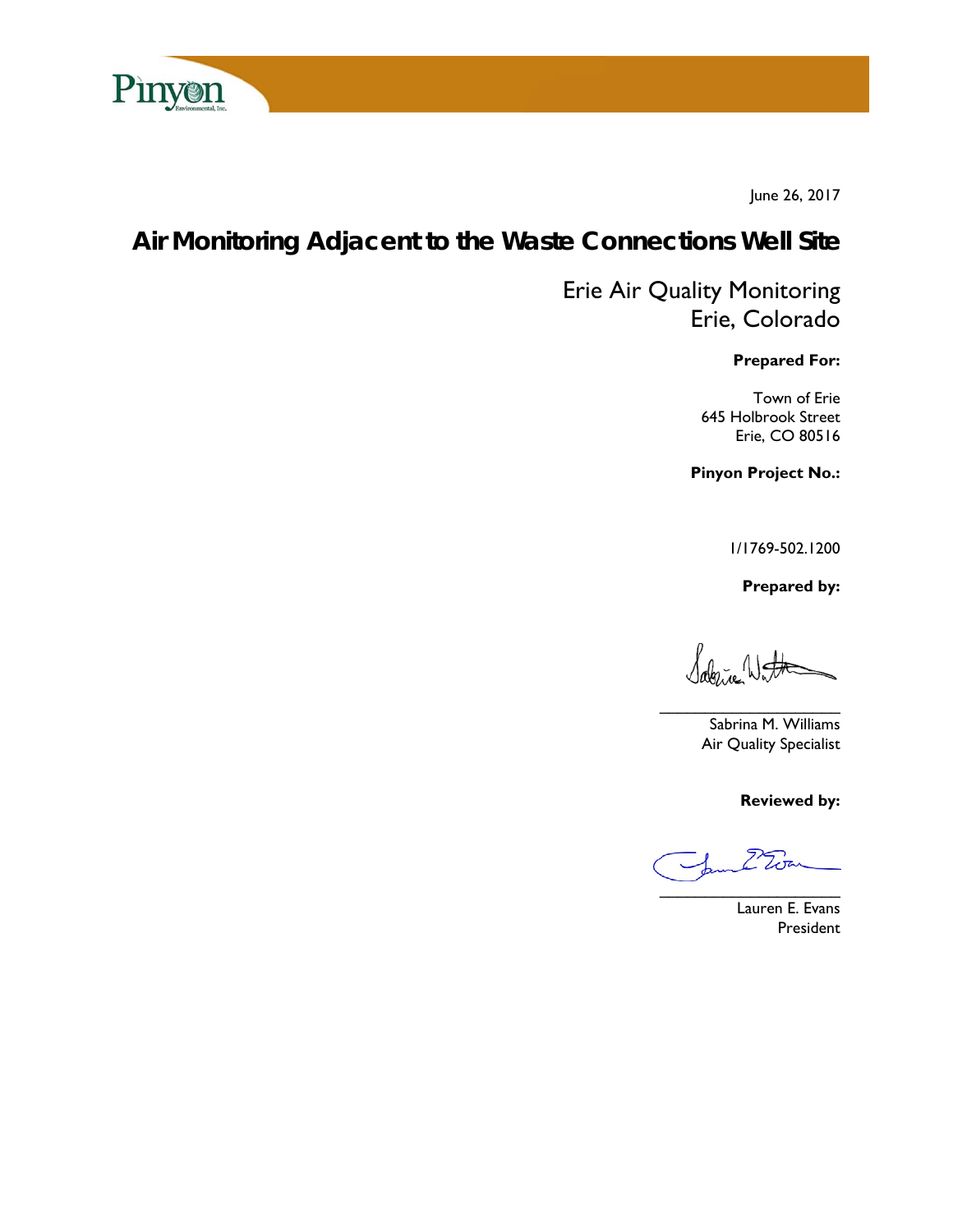June 26, 2017

# Air Monitoring Adjacent to the Waste Connections Well Site

Erie Air Quality Monitoring
Erie, Colorado

**Prepared For:**

Town of Erie
645 Holbrook Street
Erie, CO 80516

**Pinyon Project No.:**

1/1769-502.1200

**Prepared by:**

Sabrina M. Williams
Air Quality Specialist

**Reviewed by:**

Lauren E. Evans
President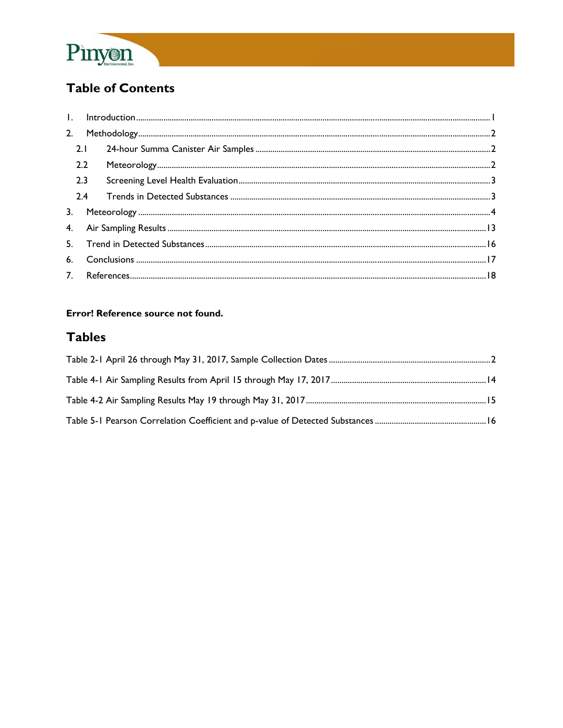# Table of Contents

1. Introduction ........................................................................................................................................ 1
2. Methodology ...................................................................................................................................... 2
   - 2.1 24-hour Summa Canister Air Samples ................................................................................ 2
   - 2.2 Meteorology ............................................................................................................................ 2
   - 2.3 Screening Level Health Evaluation ..................................................................................... 3
   - 2.4 Trends in Detected Substances ........................................................................................... 3
3. Meteorology ...................................................................................................................................... 4
4. Air Sampling Results ...................................................................................................................... 13
5. Trend in Detected Substances ....................................................................................................... 16
6. Conclusions ..................................................................................................................................... 17
7. References ........................................................................................................................................ 18

**Error! Reference source not found.**

## Tables

Table 2-1 April 26 through May 31, 2017, Sample Collection Dates ............................................................ 2

Table 4-1 Air Sampling Results from April 15 through May 17, 2017 .......................................................... 14

Table 4-2 Air Sampling Results May 19 through May 31, 2017 .................................................................... 15

Table 5-1 Pearson Correlation Coefficient and p-value of Detected Substances ....................................... 16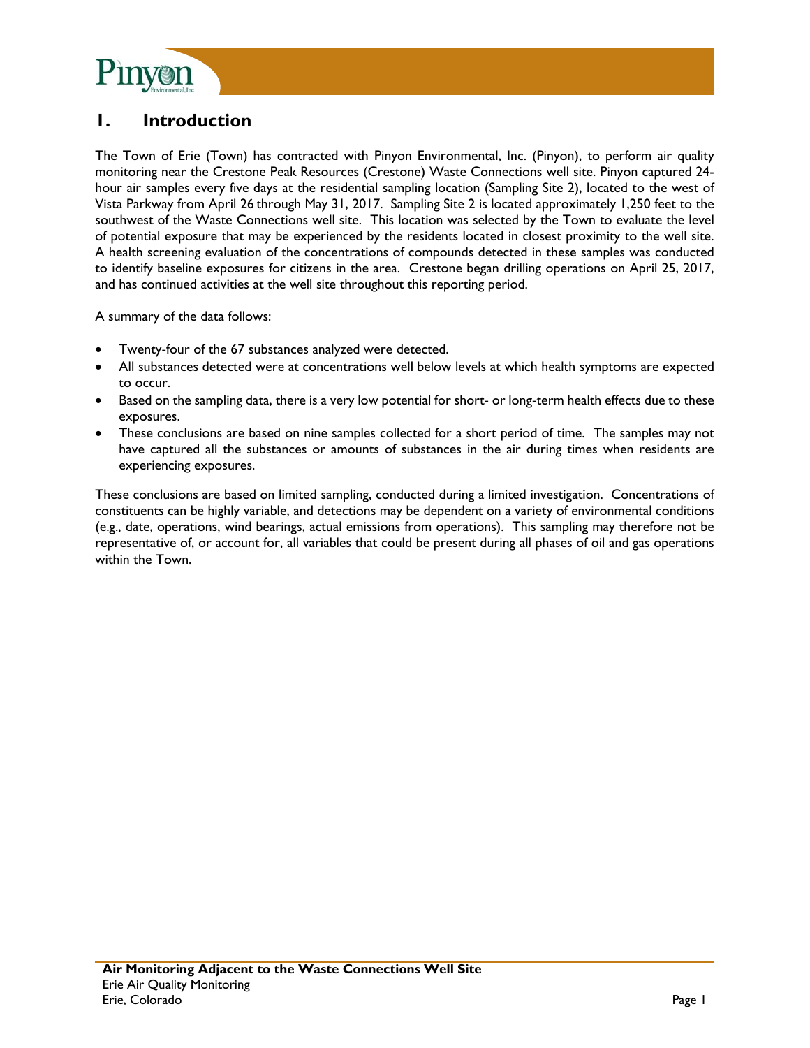# 1. Introduction

The Town of Erie (Town) has contracted with Pinyon Environmental, Inc. (Pinyon), to perform air quality monitoring near the Crestone Peak Resources (Crestone) Waste Connections well site. Pinyon captured 24-hour air samples every five days at the residential sampling location (Sampling Site 2), located to the west of Vista Parkway from April 26 through May 31, 2017. Sampling Site 2 is located approximately 1,250 feet to the southwest of the Waste Connections well site. This location was selected by the Town to evaluate the level of potential exposure that may be experienced by the residents located in closest proximity to the well site. A health screening evaluation of the concentrations of compounds detected in these samples was conducted to identify baseline exposures for citizens in the area. Crestone began drilling operations on April 25, 2017, and has continued activities at the well site throughout this reporting period.

A summary of the data follows:

- Twenty-four of the 67 substances analyzed were detected.
- All substances detected were at concentrations well below levels at which health symptoms are expected to occur.
- Based on the sampling data, there is a very low potential for short- or long-term health effects due to these exposures.
- These conclusions are based on nine samples collected for a short period of time. The samples may not have captured all the substances or amounts of substances in the air during times when residents are experiencing exposures.

These conclusions are based on limited sampling, conducted during a limited investigation. Concentrations of constituents can be highly variable, and detections may be dependent on a variety of environmental conditions (e.g., date, operations, wind bearings, actual emissions from operations). This sampling may therefore not be representative of, or account for, all variables that could be present during all phases of oil and gas operations within the Town.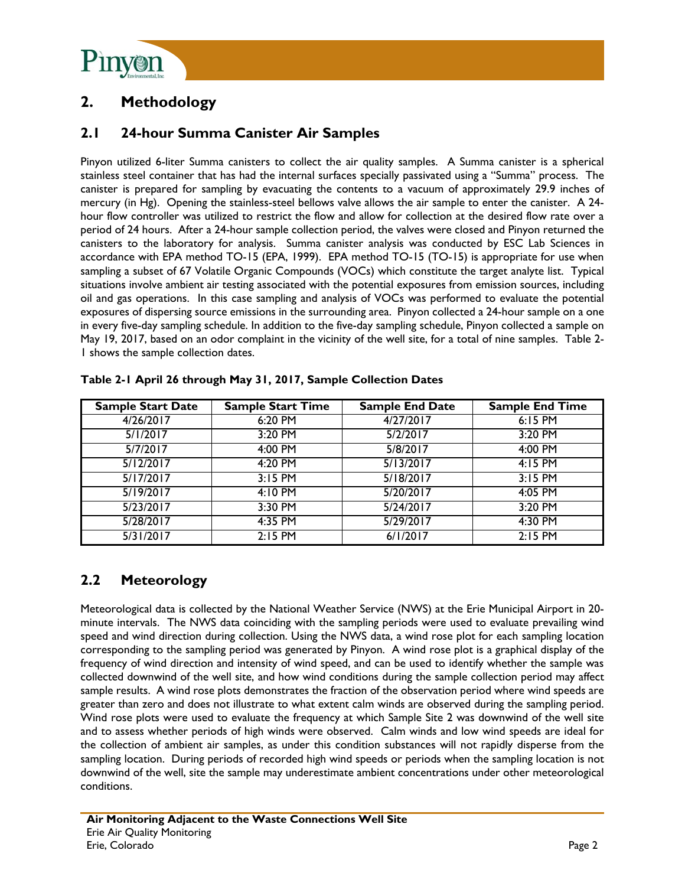## 2. Methodology

### 2.1 24-hour Summa Canister Air Samples

Pinyon utilized 6-liter Summa canisters to collect the air quality samples. A Summa canister is a spherical stainless steel container that has had the internal surfaces specially passivated using a "Summa" process. The canister is prepared for sampling by evacuating the contents to a vacuum of approximately 29.9 inches of mercury (in Hg). Opening the stainless-steel bellows valve allows the air sample to enter the canister. A 24-hour flow controller was utilized to restrict the flow and allow for collection at the desired flow rate over a period of 24 hours. After a 24-hour sample collection period, the valves were closed and Pinyon returned the canisters to the laboratory for analysis. Summa canister analysis was conducted by ESC Lab Sciences in accordance with EPA method TO-15 (EPA, 1999). EPA method TO-15 (TO-15) is appropriate for use when sampling a subset of 67 Volatile Organic Compounds (VOCs) which constitute the target analyte list. Typical situations involve ambient air testing associated with the potential exposures from emission sources, including oil and gas operations. In this case sampling and analysis of VOCs was performed to evaluate the potential exposures of dispersing source emissions in the surrounding area. Pinyon collected a 24-hour sample on a one in every five-day sampling schedule. In addition to the five-day sampling schedule, Pinyon collected a sample on May 19, 2017, based on an odor complaint in the vicinity of the well site, for a total of nine samples. Table 2-1 shows the sample collection dates.

**Table 2-1 April 26 through May 31, 2017, Sample Collection Dates**

| Sample Start Date | Sample Start Time | Sample End Date | Sample End Time |
|---|---|---|---|
| 4/26/2017 | 6:20 PM | 4/27/2017 | 6:15 PM |
| 5/1/2017 | 3:20 PM | 5/2/2017 | 3:20 PM |
| 5/7/2017 | 4:00 PM | 5/8/2017 | 4:00 PM |
| 5/12/2017 | 4:20 PM | 5/13/2017 | 4:15 PM |
| 5/17/2017 | 3:15 PM | 5/18/2017 | 3:15 PM |
| 5/19/2017 | 4:10 PM | 5/20/2017 | 4:05 PM |
| 5/23/2017 | 3:30 PM | 5/24/2017 | 3:20 PM |
| 5/28/2017 | 4:35 PM | 5/29/2017 | 4:30 PM |
| 5/31/2017 | 2:15 PM | 6/1/2017 | 2:15 PM |

### 2.2 Meteorology

Meteorological data is collected by the National Weather Service (NWS) at the Erie Municipal Airport in 20-minute intervals. The NWS data coinciding with the sampling periods were used to evaluate prevailing wind speed and wind direction during collection. Using the NWS data, a wind rose plot for each sampling location corresponding to the sampling period was generated by Pinyon. A wind rose plot is a graphical display of the frequency of wind direction and intensity of wind speed, and can be used to identify whether the sample was collected downwind of the well site, and how wind conditions during the sample collection period may affect sample results. A wind rose plots demonstrates the fraction of the observation period where wind speeds are greater than zero and does not illustrate to what extent calm winds are observed during the sampling period. Wind rose plots were used to evaluate the frequency at which Sample Site 2 was downwind of the well site and to assess whether periods of high winds were observed. Calm winds and low wind speeds are ideal for the collection of ambient air samples, as under this condition substances will not rapidly disperse from the sampling location. During periods of recorded high wind speeds or periods when the sampling location is not downwind of the well, site the sample may underestimate ambient concentrations under other meteorological conditions.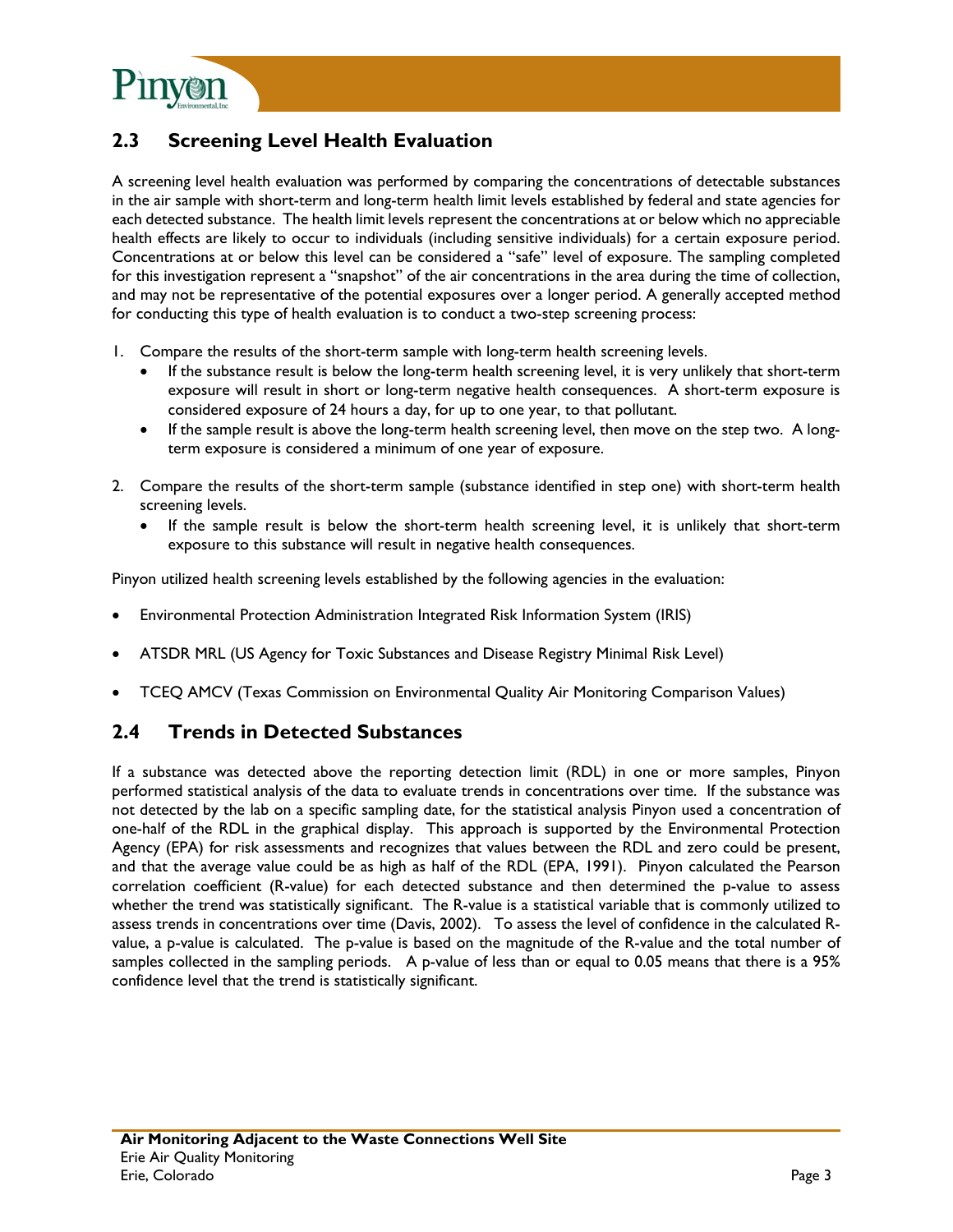## 2.3 Screening Level Health Evaluation

A screening level health evaluation was performed by comparing the concentrations of detectable substances in the air sample with short-term and long-term health limit levels established by federal and state agencies for each detected substance. The health limit levels represent the concentrations at or below which no appreciable health effects are likely to occur to individuals (including sensitive individuals) for a certain exposure period. Concentrations at or below this level can be considered a "safe" level of exposure. The sampling completed for this investigation represent a "snapshot" of the air concentrations in the area during the time of collection, and may not be representative of the potential exposures over a longer period. A generally accepted method for conducting this type of health evaluation is to conduct a two-step screening process:

1. Compare the results of the short-term sample with long-term health screening levels.
   - If the substance result is below the long-term health screening level, it is very unlikely that short-term exposure will result in short or long-term negative health consequences. A short-term exposure is considered exposure of 24 hours a day, for up to one year, to that pollutant.
   - If the sample result is above the long-term health screening level, then move on the step two. A long-term exposure is considered a minimum of one year of exposure.
2. Compare the results of the short-term sample (substance identified in step one) with short-term health screening levels.
   - If the sample result is below the short-term health screening level, it is unlikely that short-term exposure to this substance will result in negative health consequences.

Pinyon utilized health screening levels established by the following agencies in the evaluation:

- Environmental Protection Administration Integrated Risk Information System (IRIS)
- ATSDR MRL (US Agency for Toxic Substances and Disease Registry Minimal Risk Level)
- TCEQ AMCV (Texas Commission on Environmental Quality Air Monitoring Comparison Values)

## 2.4 Trends in Detected Substances

If a substance was detected above the reporting detection limit (RDL) in one or more samples, Pinyon performed statistical analysis of the data to evaluate trends in concentrations over time. If the substance was not detected by the lab on a specific sampling date, for the statistical analysis Pinyon used a concentration of one-half of the RDL in the graphical display. This approach is supported by the Environmental Protection Agency (EPA) for risk assessments and recognizes that values between the RDL and zero could be present, and that the average value could be as high as half of the RDL (EPA, 1991). Pinyon calculated the Pearson correlation coefficient (R-value) for each detected substance and then determined the p-value to assess whether the trend was statistically significant. The R-value is a statistical variable that is commonly utilized to assess trends in concentrations over time (Davis, 2002). To assess the level of confidence in the calculated R-value, a p-value is calculated. The p-value is based on the magnitude of the R-value and the total number of samples collected in the sampling periods. A p-value of less than or equal to 0.05 means that there is a 95% confidence level that the trend is statistically significant.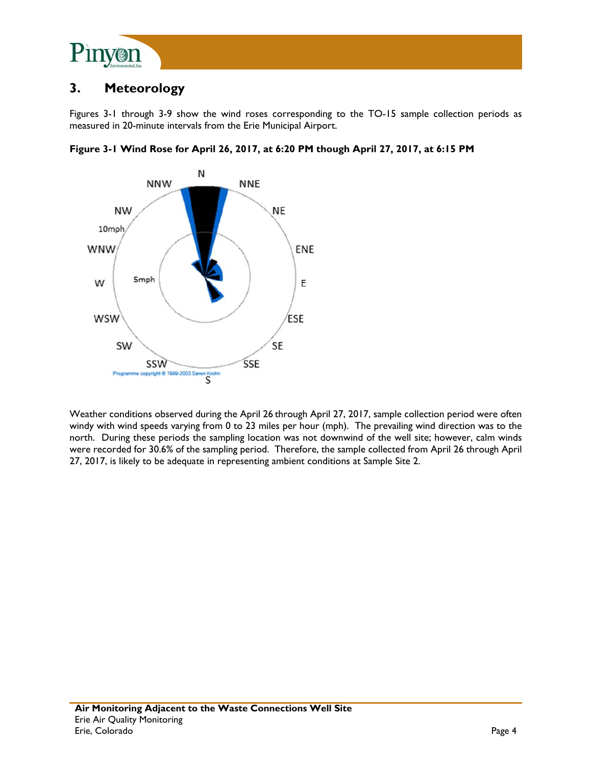# 3. Meteorology

Figures 3-1 through 3-9 show the wind roses corresponding to the TO-15 sample collection periods as measured in 20-minute intervals from the Erie Municipal Airport.

**Figure 3-1 Wind Rose for April 26, 2017, at 6:20 PM though April 27, 2017, at 6:15 PM**

Weather conditions observed during the April 26 through April 27, 2017, sample collection period were often windy with wind speeds varying from 0 to 23 miles per hour (mph). The prevailing wind direction was to the north. During these periods the sampling location was not downwind of the well site; however, calm winds were recorded for 30.6% of the sampling period. Therefore, the sample collected from April 26 through April 27, 2017, is likely to be adequate in representing ambient conditions at Sample Site 2.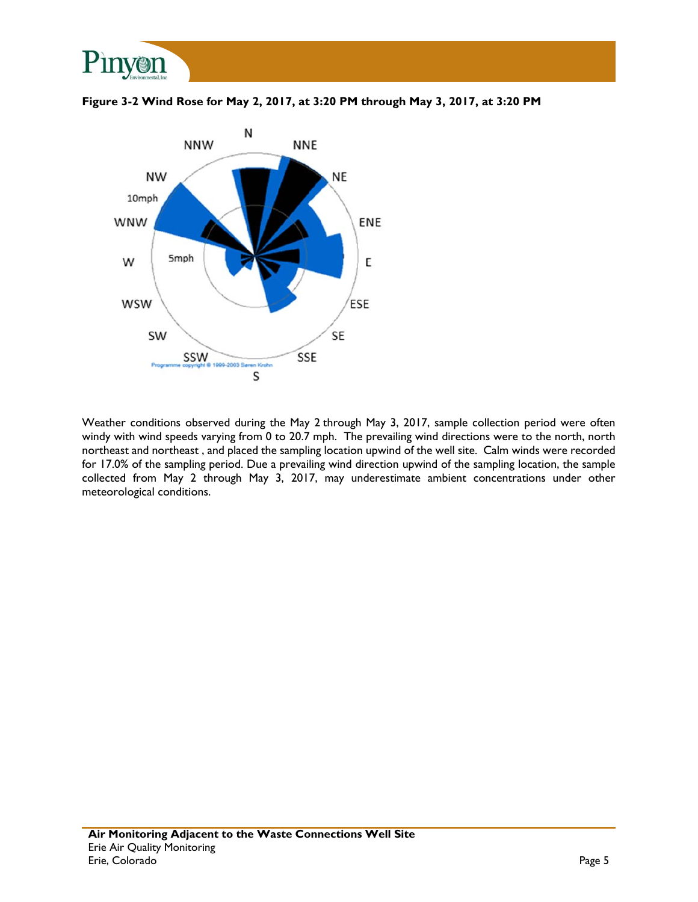**Figure 3-2 Wind Rose for May 2, 2017, at 3:20 PM through May 3, 2017, at 3:20 PM**

Weather conditions observed during the May 2 through May 3, 2017, sample collection period were often windy with wind speeds varying from 0 to 20.7 mph. The prevailing wind directions were to the north, north northeast and northeast , and placed the sampling location upwind of the well site. Calm winds were recorded for 17.0% of the sampling period. Due a prevailing wind direction upwind of the sampling location, the sample collected from May 2 through May 3, 2017, may underestimate ambient concentrations under other meteorological conditions.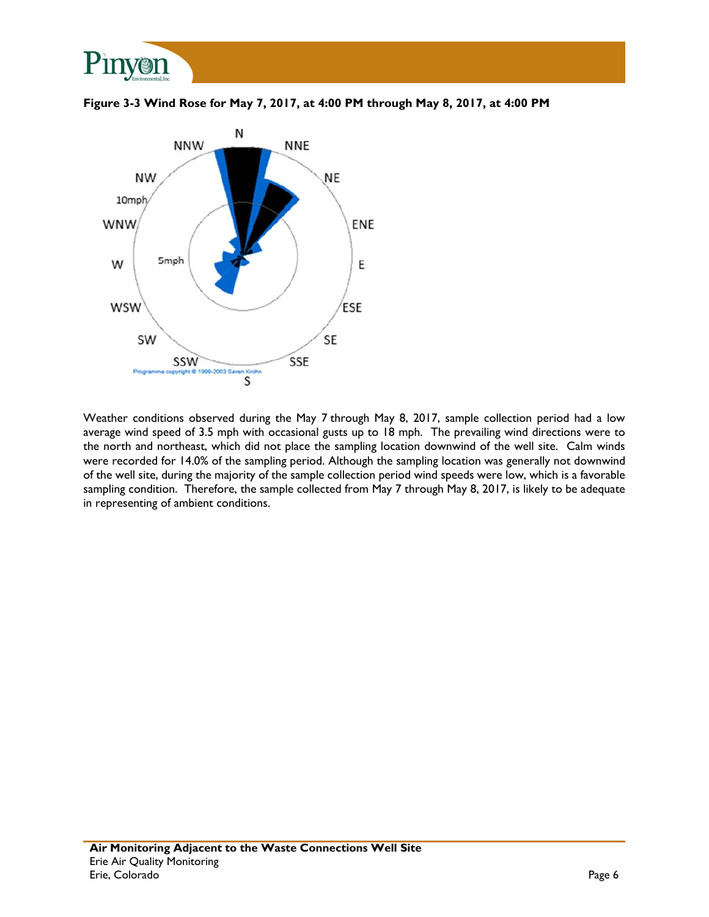**Figure 3-3 Wind Rose for May 7, 2017, at 4:00 PM through May 8, 2017, at 4:00 PM**

Weather conditions observed during the May 7 through May 8, 2017, sample collection period had a low average wind speed of 3.5 mph with occasional gusts up to 18 mph. The prevailing wind directions were to the north and northeast, which did not place the sampling location downwind of the well site. Calm winds were recorded for 14.0% of the sampling period. Although the sampling location was generally not downwind of the well site, during the majority of the sample collection period wind speeds were low, which is a favorable sampling condition. Therefore, the sample collected from May 7 through May 8, 2017, is likely to be adequate in representing of ambient conditions.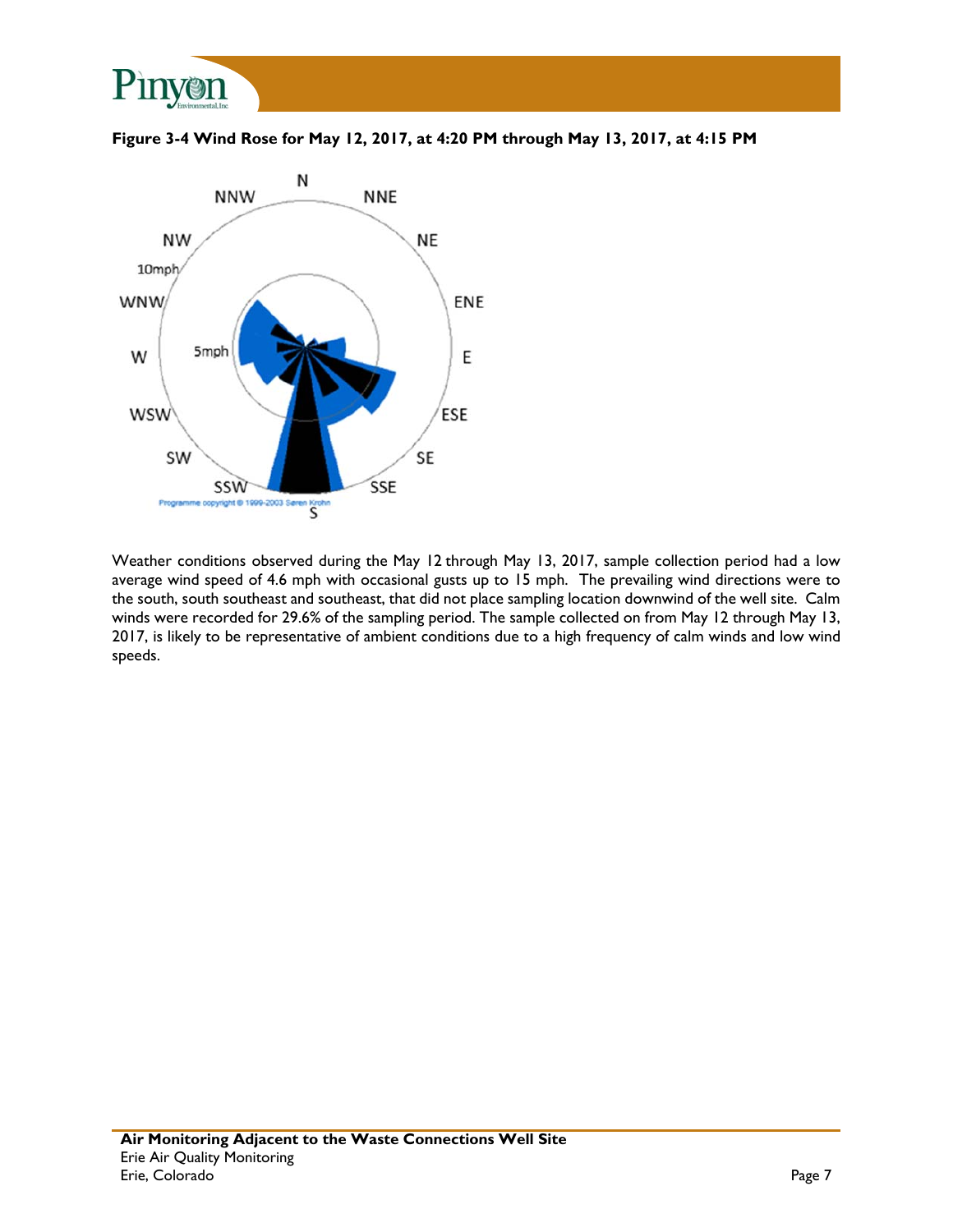**Figure 3-4 Wind Rose for May 12, 2017, at 4:20 PM through May 13, 2017, at 4:15 PM**

Weather conditions observed during the May 12 through May 13, 2017, sample collection period had a low average wind speed of 4.6 mph with occasional gusts up to 15 mph. The prevailing wind directions were to the south, south southeast and southeast, that did not place sampling location downwind of the well site. Calm winds were recorded for 29.6% of the sampling period. The sample collected on from May 12 through May 13, 2017, is likely to be representative of ambient conditions due to a high frequency of calm winds and low wind speeds.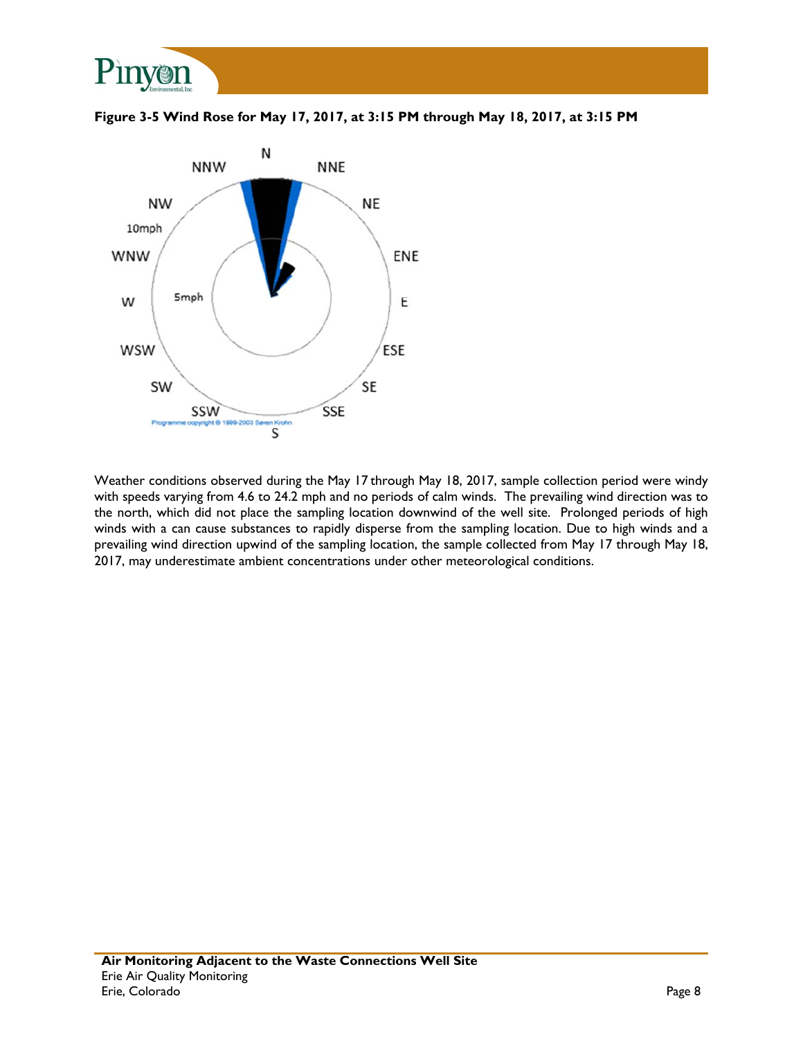**Figure 3-5 Wind Rose for May 17, 2017, at 3:15 PM through May 18, 2017, at 3:15 PM**

Weather conditions observed during the May 17 through May 18, 2017, sample collection period were windy with speeds varying from 4.6 to 24.2 mph and no periods of calm winds. The prevailing wind direction was to the north, which did not place the sampling location downwind of the well site. Prolonged periods of high winds with a can cause substances to rapidly disperse from the sampling location. Due to high winds and a prevailing wind direction upwind of the sampling location, the sample collected from May 17 through May 18, 2017, may underestimate ambient concentrations under other meteorological conditions.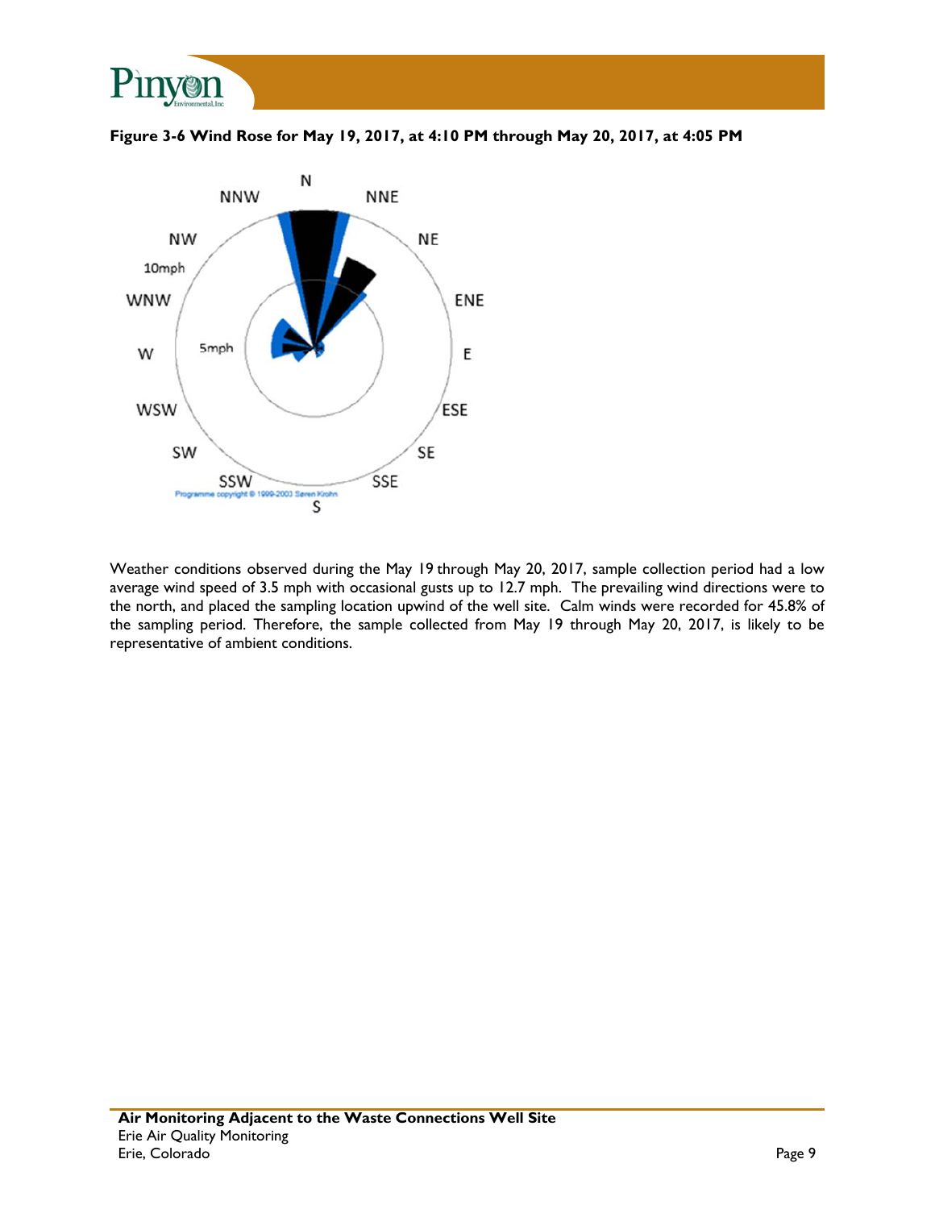**Figure 3-6 Wind Rose for May 19, 2017, at 4:10 PM through May 20, 2017, at 4:05 PM**

Weather conditions observed during the May 19 through May 20, 2017, sample collection period had a low average wind speed of 3.5 mph with occasional gusts up to 12.7 mph. The prevailing wind directions were to the north, and placed the sampling location upwind of the well site. Calm winds were recorded for 45.8% of the sampling period. Therefore, the sample collected from May 19 through May 20, 2017, is likely to be representative of ambient conditions.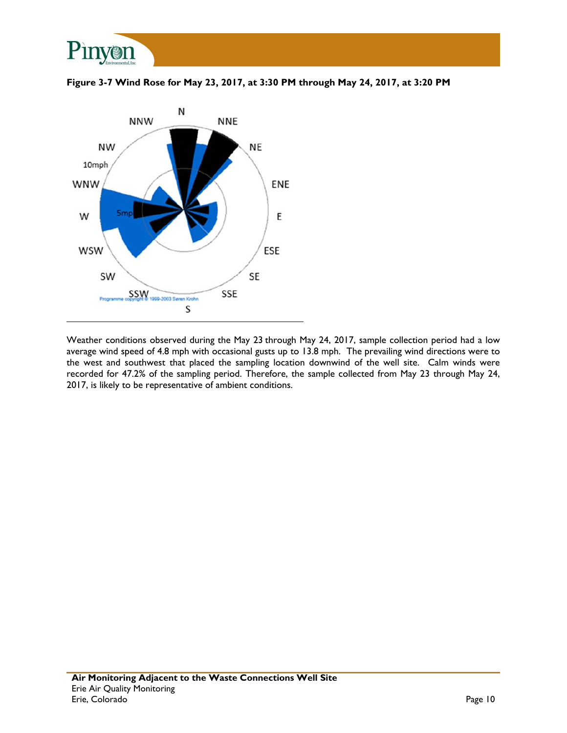**Figure 3-7 Wind Rose for May 23, 2017, at 3:30 PM through May 24, 2017, at 3:20 PM**

Weather conditions observed during the May 23 through May 24, 2017, sample collection period had a low average wind speed of 4.8 mph with occasional gusts up to 13.8 mph. The prevailing wind directions were to the west and southwest that placed the sampling location downwind of the well site. Calm winds were recorded for 47.2% of the sampling period. Therefore, the sample collected from May 23 through May 24, 2017, is likely to be representative of ambient conditions.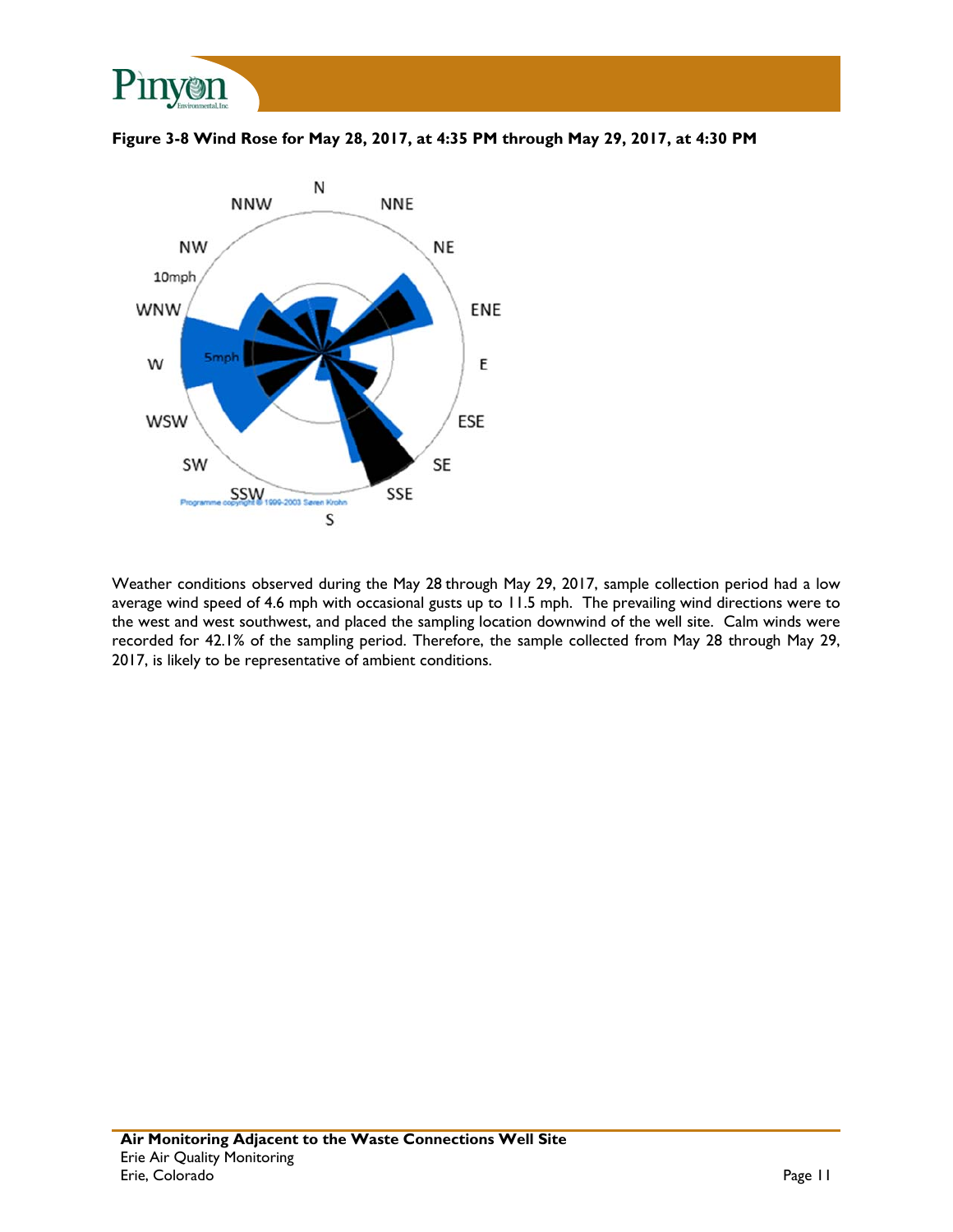**Figure 3-8 Wind Rose for May 28, 2017, at 4:35 PM through May 29, 2017, at 4:30 PM**

Weather conditions observed during the May 28 through May 29, 2017, sample collection period had a low average wind speed of 4.6 mph with occasional gusts up to 11.5 mph. The prevailing wind directions were to the west and west southwest, and placed the sampling location downwind of the well site. Calm winds were recorded for 42.1% of the sampling period. Therefore, the sample collected from May 28 through May 29, 2017, is likely to be representative of ambient conditions.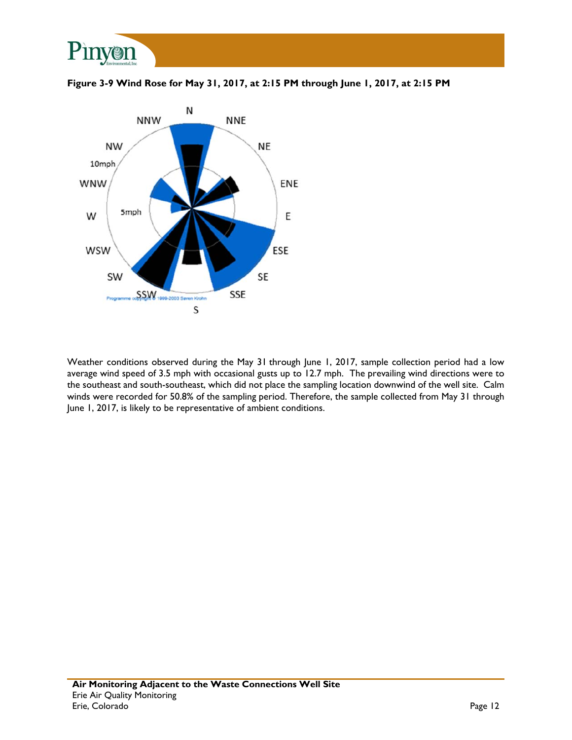**Figure 3-9 Wind Rose for May 31, 2017, at 2:15 PM through June 1, 2017, at 2:15 PM**

Weather conditions observed during the May 31 through June 1, 2017, sample collection period had a low average wind speed of 3.5 mph with occasional gusts up to 12.7 mph. The prevailing wind directions were to the southeast and south-southeast, which did not place the sampling location downwind of the well site. Calm winds were recorded for 50.8% of the sampling period. Therefore, the sample collected from May 31 through June 1, 2017, is likely to be representative of ambient conditions.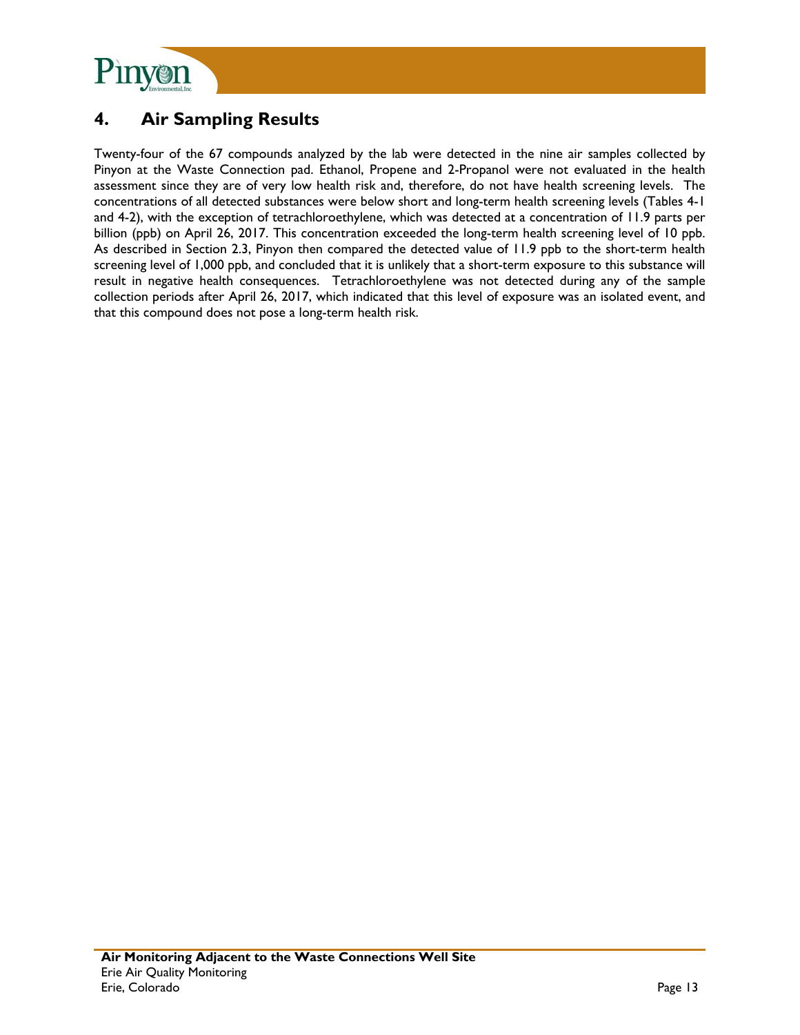# 4. Air Sampling Results

Twenty-four of the 67 compounds analyzed by the lab were detected in the nine air samples collected by Pinyon at the Waste Connection pad. Ethanol, Propene and 2-Propanol were not evaluated in the health assessment since they are of very low health risk and, therefore, do not have health screening levels. The concentrations of all detected substances were below short and long-term health screening levels (Tables 4-1 and 4-2), with the exception of tetrachloroethylene, which was detected at a concentration of 11.9 parts per billion (ppb) on April 26, 2017. This concentration exceeded the long-term health screening level of 10 ppb. As described in Section 2.3, Pinyon then compared the detected value of 11.9 ppb to the short-term health screening level of 1,000 ppb, and concluded that it is unlikely that a short-term exposure to this substance will result in negative health consequences. Tetrachloroethylene was not detected during any of the sample collection periods after April 26, 2017, which indicated that this level of exposure was an isolated event, and that this compound does not pose a long-term health risk.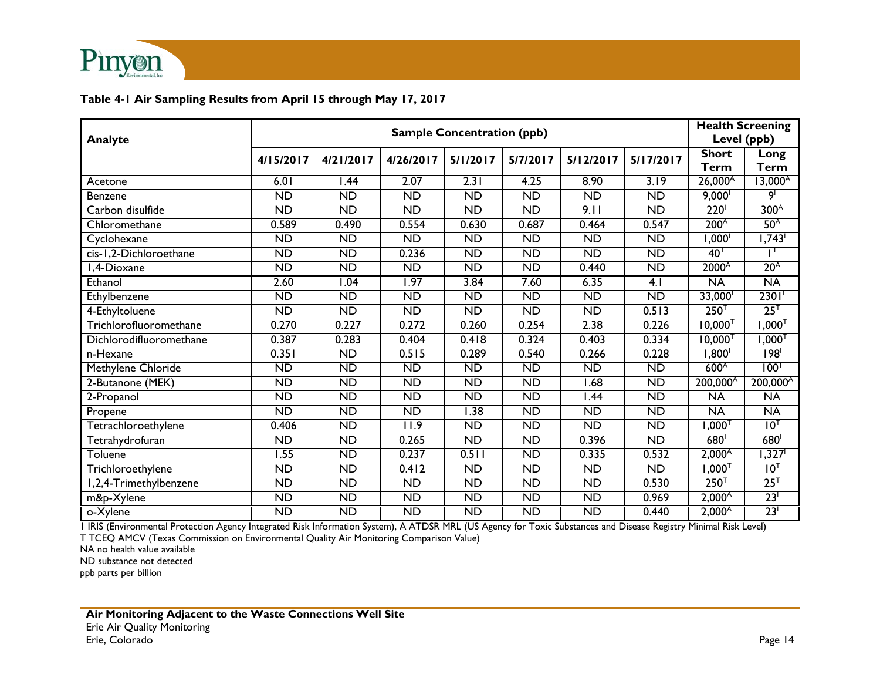**Table 4-1 Air Sampling Results from April 15 through May 17, 2017**

| Analyte | Sample Concentration (ppb) | | | | | | | Health Screening Level (ppb) | |
|---|---|---|---|---|---|---|---|---|---|
| | 4/15/2017 | 4/21/2017 | 4/26/2017 | 5/1/2017 | 5/7/2017 | 5/12/2017 | 5/17/2017 | Short Term | Long Term |
| Acetone | 6.01 | 1.44 | 2.07 | 2.31 | 4.25 | 8.90 | 3.19 | 26,000[A] | 13,000[A] |
| Benzene | ND | ND | ND | ND | ND | ND | ND | 9,000[I] | 9[I] |
| Carbon disulfide | ND | ND | ND | ND | ND | 9.11 | ND | 220[I] | 300[A] |
| Chloromethane | 0.589 | 0.490 | 0.554 | 0.630 | 0.687 | 0.464 | 0.547 | 200[A] | 50[A] |
| Cyclohexane | ND | ND | ND | ND | ND | ND | ND | 1,000[I] | 1,743[I] |
| cis-1,2-Dichloroethane | ND | ND | 0.236 | ND | ND | ND | ND | 40[T] | 1[T] |
| 1,4-Dioxane | ND | ND | ND | ND | ND | 0.440 | ND | 2000[A] | 20[A] |
| Ethanol | 2.60 | 1.04 | 1.97 | 3.84 | 7.60 | 6.35 | 4.1 | NA | NA |
| Ethylbenzene | ND | ND | ND | ND | ND | ND | ND | 33,000[I] | 2301[I] |
| 4-Ethyltoluene | ND | ND | ND | ND | ND | ND | 0.513 | 250[T] | 25[T] |
| Trichlorofluoromethane | 0.270 | 0.227 | 0.272 | 0.260 | 0.254 | 2.38 | 0.226 | 10,000[T] | 1,000[T] |
| Dichlorodifluoromethane | 0.387 | 0.283 | 0.404 | 0.418 | 0.324 | 0.403 | 0.334 | 10,000[T] | 1,000[T] |
| n-Hexane | 0.351 | ND | 0.515 | 0.289 | 0.540 | 0.266 | 0.228 | 1,800[I] | 198[I] |
| Methylene Chloride | ND | ND | ND | ND | ND | ND | ND | 600[A] | 100[T] |
| 2-Butanone (MEK) | ND | ND | ND | ND | ND | 1.68 | ND | 200,000[A] | 200,000[A] |
| 2-Propanol | ND | ND | ND | ND | ND | 1.44 | ND | NA | NA |
| Propene | ND | ND | ND | 1.38 | ND | ND | ND | NA | NA |
| Tetrachloroethylene | 0.406 | ND | 11.9 | ND | ND | ND | ND | 1,000[T] | 10[T] |
| Tetrahydrofuran | ND | ND | 0.265 | ND | ND | 0.396 | ND | 680[I] | 680[I] |
| Toluene | 1.55 | ND | 0.237 | 0.511 | ND | 0.335 | 0.532 | 2,000[A] | 1,327[I] |
| Trichloroethylene | ND | ND | 0.412 | ND | ND | ND | ND | 1,000[T] | 10[T] |
| 1,2,4-Trimethylbenzene | ND | ND | ND | ND | ND | ND | 0.530 | 250[T] | 25[T] |
| m&p-Xylene | ND | ND | ND | ND | ND | ND | 0.969 | 2,000[A] | 23[I] |
| o-Xylene | ND | ND | ND | ND | ND | ND | 0.440 | 2,000[A] | 23[I] |

I IRIS (Environmental Protection Agency Integrated Risk Information System), A ATDSR MRL (US Agency for Toxic Substances and Disease Registry Minimal Risk Level)
T TCEQ AMCV (Texas Commission on Environmental Quality Air Monitoring Comparison Value)
NA no health value available
ND substance not detected
ppb parts per billion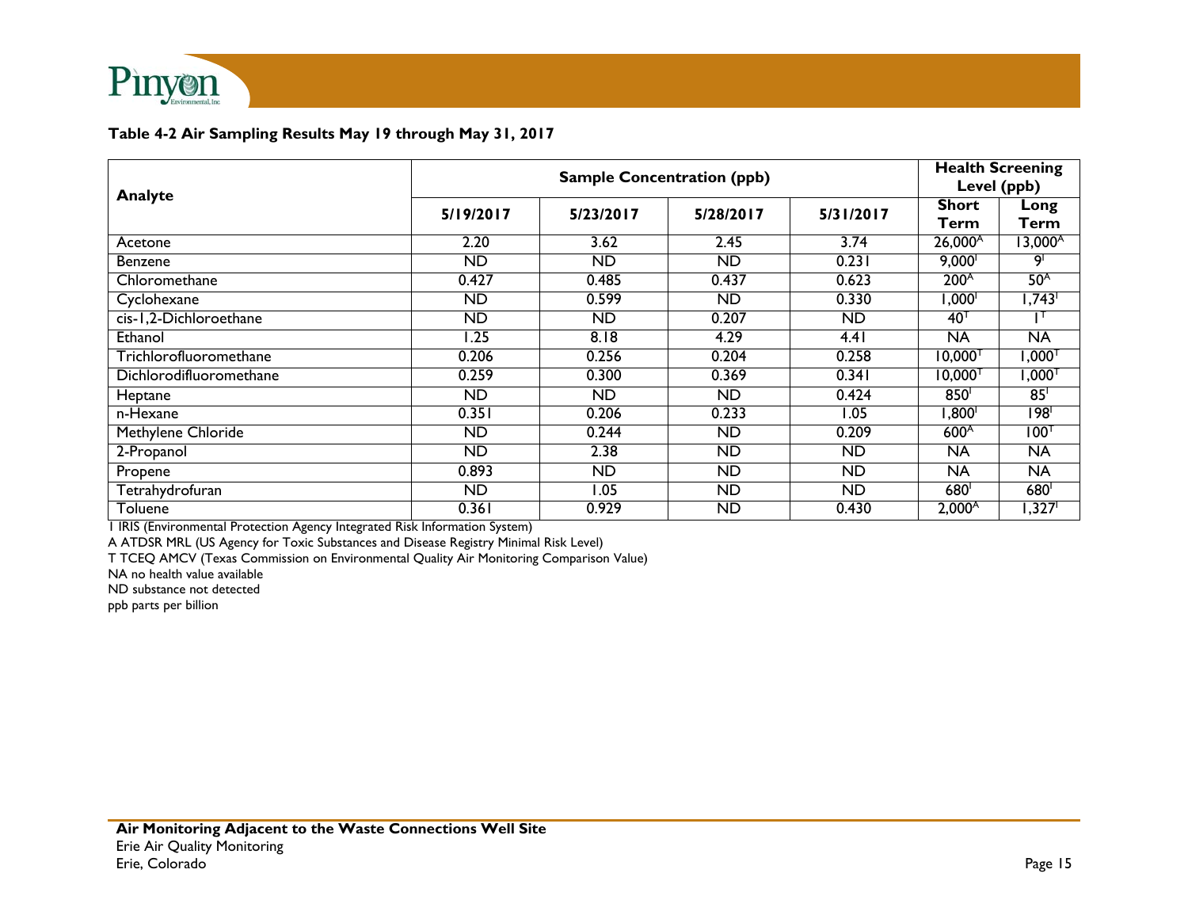**Table 4-2 Air Sampling Results May 19 through May 31, 2017**

| Analyte | Sample Concentration (ppb) | | | | Health Screening Level (ppb) | |
|---|---|---|---|---|---|---|
| | 5/19/2017 | 5/23/2017 | 5/28/2017 | 5/31/2017 | Short Term | Long Term |
| Acetone | 2.20 | 3.62 | 2.45 | 3.74 | 26,000[A] | 13,000[A] |
| Benzene | ND | ND | ND | 0.231 | 9,000[I] | 9[I] |
| Chloromethane | 0.427 | 0.485 | 0.437 | 0.623 | 200[A] | 50[A] |
| Cyclohexane | ND | 0.599 | ND | 0.330 | 1,000[I] | 1,743[I] |
| cis-1,2-Dichloroethane | ND | ND | 0.207 | ND | 40[T] | 1[T] |
| Ethanol | 1.25 | 8.18 | 4.29 | 4.41 | NA | NA |
| Trichlorofluoromethane | 0.206 | 0.256 | 0.204 | 0.258 | 10,000[T] | 1,000[T] |
| Dichlorodifluoromethane | 0.259 | 0.300 | 0.369 | 0.341 | 10,000[T] | 1,000[T] |
| Heptane | ND | ND | ND | 0.424 | 850[I] | 85[I] |
| n-Hexane | 0.351 | 0.206 | 0.233 | 1.05 | 1,800[I] | 198[I] |
| Methylene Chloride | ND | 0.244 | ND | 0.209 | 600[A] | 100[T] |
| 2-Propanol | ND | 2.38 | ND | ND | NA | NA |
| Propene | 0.893 | ND | ND | ND | NA | NA |
| Tetrahydrofuran | ND | 1.05 | ND | ND | 680[I] | 680[I] |
| Toluene | 0.361 | 0.929 | ND | 0.430 | 2,000[A] | 1,327[I] |

I IRIS (Environmental Protection Agency Integrated Risk Information System)
A ATDSR MRL (US Agency for Toxic Substances and Disease Registry Minimal Risk Level)
T TCEQ AMCV (Texas Commission on Environmental Quality Air Monitoring Comparison Value)
NA no health value available
ND substance not detected
ppb parts per billion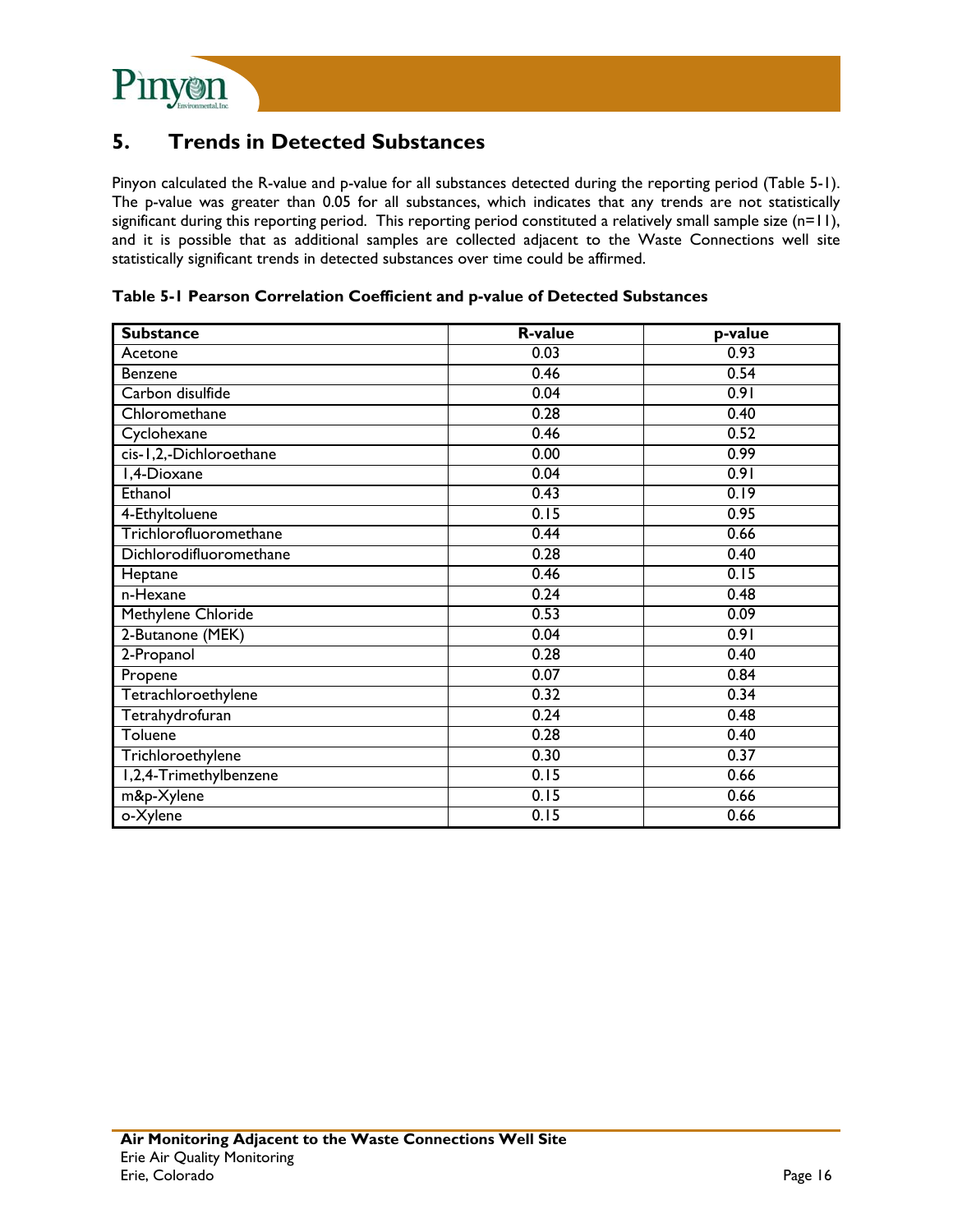## 5. Trends in Detected Substances

Pinyon calculated the R-value and p-value for all substances detected during the reporting period (Table 5-1). The p-value was greater than 0.05 for all substances, which indicates that any trends are not statistically significant during this reporting period. This reporting period constituted a relatively small sample size (n=11), and it is possible that as additional samples are collected adjacent to the Waste Connections well site statistically significant trends in detected substances over time could be affirmed.

**Table 5-1 Pearson Correlation Coefficient and p-value of Detected Substances**

| Substance | R-value | p-value |
|---|---|---|
| Acetone | 0.03 | 0.93 |
| Benzene | 0.46 | 0.54 |
| Carbon disulfide | 0.04 | 0.91 |
| Chloromethane | 0.28 | 0.40 |
| Cyclohexane | 0.46 | 0.52 |
| cis-1,2,-Dichloroethane | 0.00 | 0.99 |
| 1,4-Dioxane | 0.04 | 0.91 |
| Ethanol | 0.43 | 0.19 |
| 4-Ethyltoluene | 0.15 | 0.95 |
| Trichlorofluoromethane | 0.44 | 0.66 |
| Dichlorodifluoromethane | 0.28 | 0.40 |
| Heptane | 0.46 | 0.15 |
| n-Hexane | 0.24 | 0.48 |
| Methylene Chloride | 0.53 | 0.09 |
| 2-Butanone (MEK) | 0.04 | 0.91 |
| 2-Propanol | 0.28 | 0.40 |
| Propene | 0.07 | 0.84 |
| Tetrachloroethylene | 0.32 | 0.34 |
| Tetrahydrofuran | 0.24 | 0.48 |
| Toluene | 0.28 | 0.40 |
| Trichloroethylene | 0.30 | 0.37 |
| 1,2,4-Trimethylbenzene | 0.15 | 0.66 |
| m&p-Xylene | 0.15 | 0.66 |
| o-Xylene | 0.15 | 0.66 |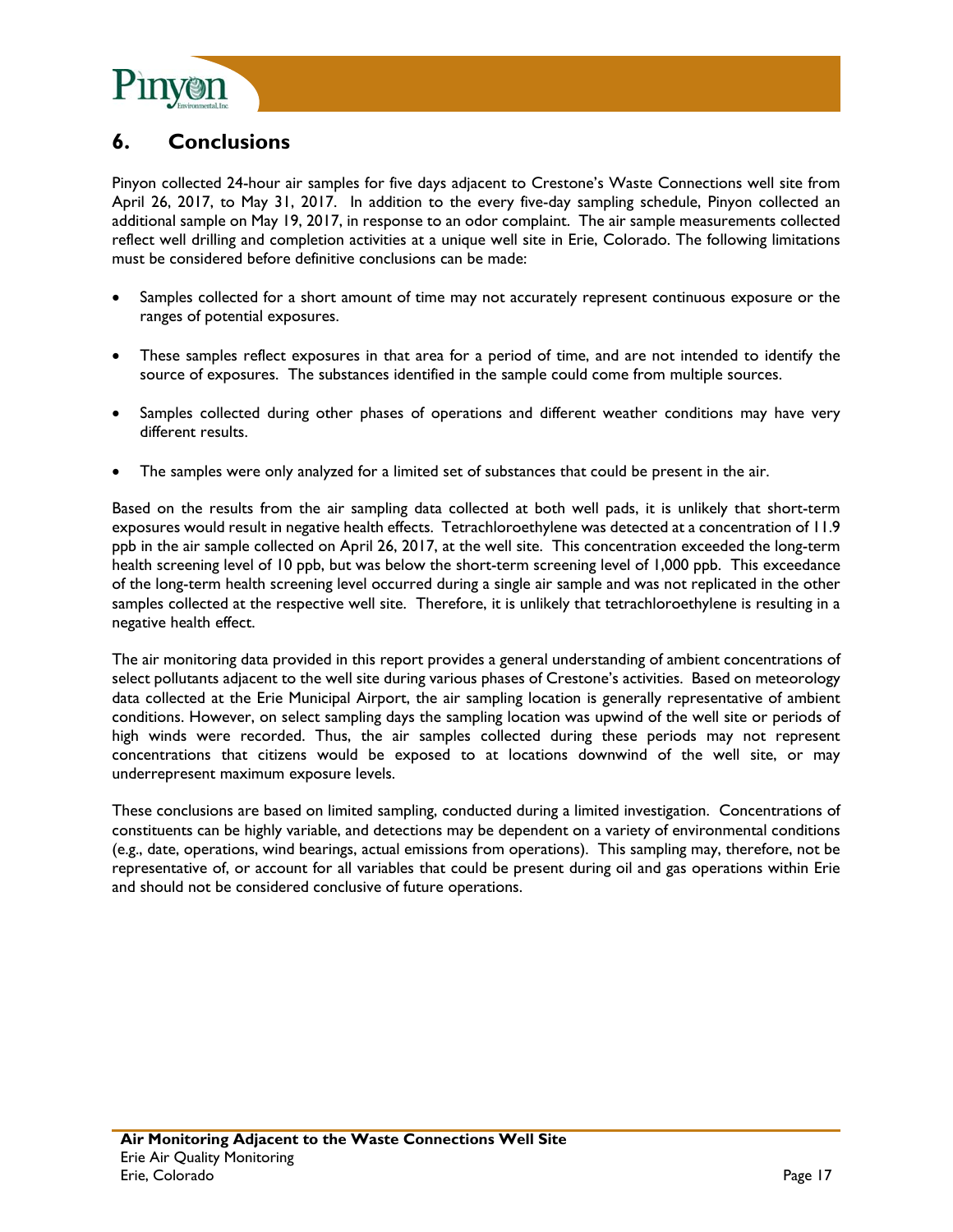# 6. Conclusions

Pinyon collected 24-hour air samples for five days adjacent to Crestone's Waste Connections well site from April 26, 2017, to May 31, 2017. In addition to the every five-day sampling schedule, Pinyon collected an additional sample on May 19, 2017, in response to an odor complaint. The air sample measurements collected reflect well drilling and completion activities at a unique well site in Erie, Colorado. The following limitations must be considered before definitive conclusions can be made:

- Samples collected for a short amount of time may not accurately represent continuous exposure or the ranges of potential exposures.
- These samples reflect exposures in that area for a period of time, and are not intended to identify the source of exposures. The substances identified in the sample could come from multiple sources.
- Samples collected during other phases of operations and different weather conditions may have very different results.
- The samples were only analyzed for a limited set of substances that could be present in the air.

Based on the results from the air sampling data collected at both well pads, it is unlikely that short-term exposures would result in negative health effects. Tetrachloroethylene was detected at a concentration of 11.9 ppb in the air sample collected on April 26, 2017, at the well site. This concentration exceeded the long-term health screening level of 10 ppb, but was below the short-term screening level of 1,000 ppb. This exceedance of the long-term health screening level occurred during a single air sample and was not replicated in the other samples collected at the respective well site. Therefore, it is unlikely that tetrachloroethylene is resulting in a negative health effect.

The air monitoring data provided in this report provides a general understanding of ambient concentrations of select pollutants adjacent to the well site during various phases of Crestone's activities. Based on meteorology data collected at the Erie Municipal Airport, the air sampling location is generally representative of ambient conditions. However, on select sampling days the sampling location was upwind of the well site or periods of high winds were recorded. Thus, the air samples collected during these periods may not represent concentrations that citizens would be exposed to at locations downwind of the well site, or may underrepresent maximum exposure levels.

These conclusions are based on limited sampling, conducted during a limited investigation. Concentrations of constituents can be highly variable, and detections may be dependent on a variety of environmental conditions (e.g., date, operations, wind bearings, actual emissions from operations). This sampling may, therefore, not be representative of, or account for all variables that could be present during oil and gas operations within Erie and should not be considered conclusive of future operations.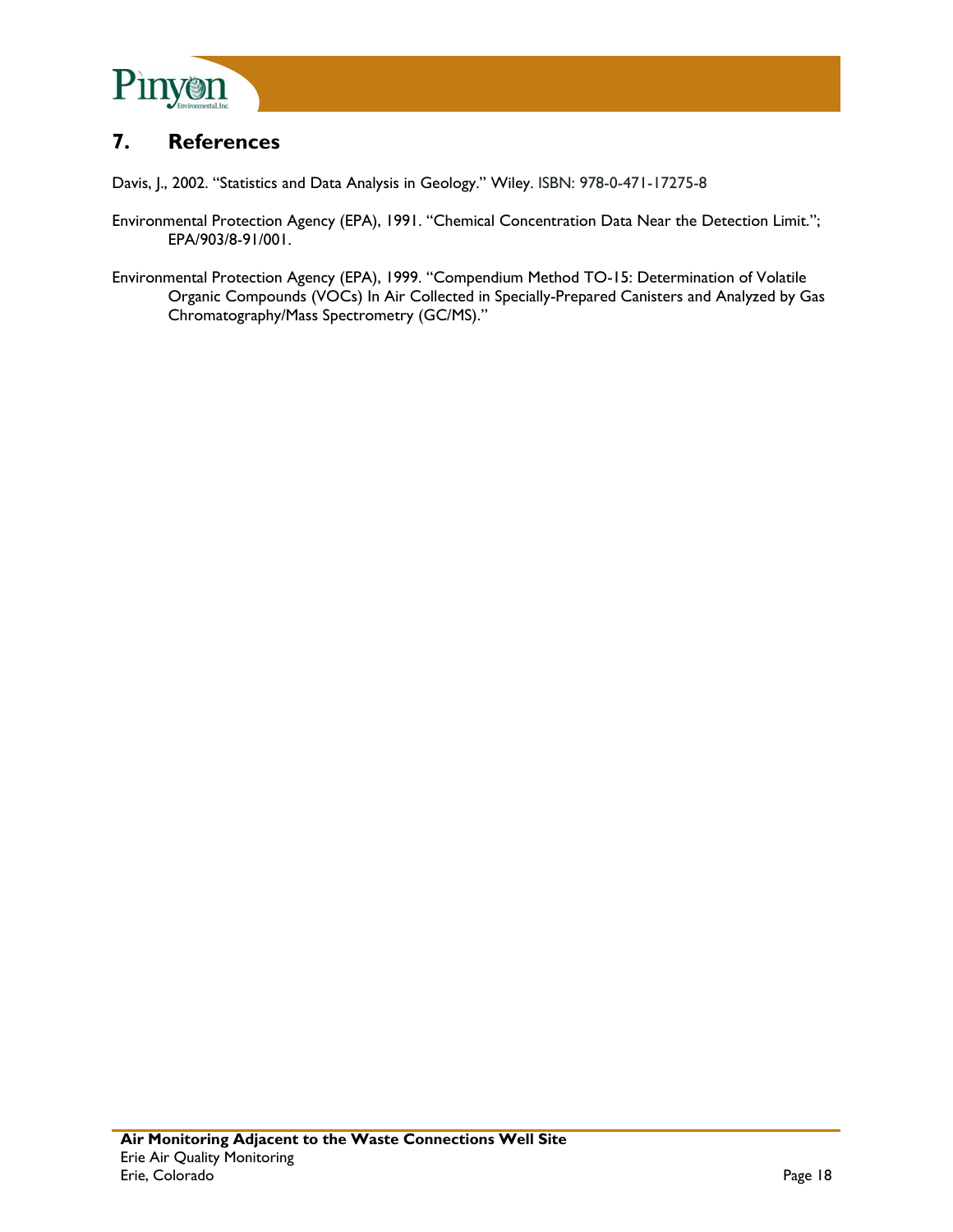## 7. References

Davis, J., 2002. "Statistics and Data Analysis in Geology." Wiley. ISBN: 978-0-471-17275-8

Environmental Protection Agency (EPA), 1991. "Chemical Concentration Data Near the Detection Limit."; EPA/903/8-91/001.

Environmental Protection Agency (EPA), 1999. "Compendium Method TO-15: Determination of Volatile Organic Compounds (VOCs) In Air Collected in Specially-Prepared Canisters and Analyzed by Gas Chromatography/Mass Spectrometry (GC/MS)."